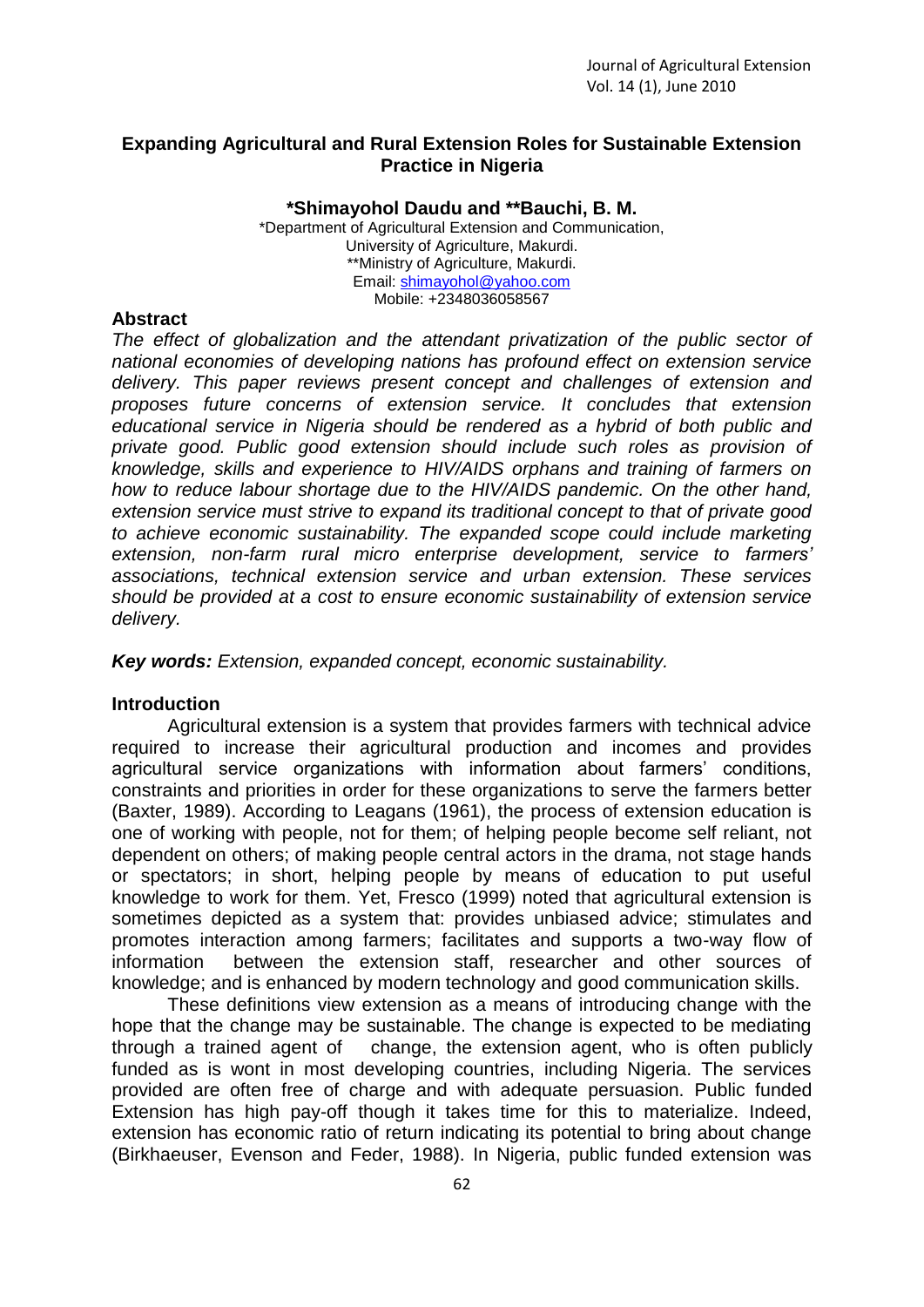# Expanding Agricultural and Rural Extension Roles for Sustainable Extension Practice in Nigeria

**\*Shimayohol Daudu and \*\*Bauchi, B. M.**

\*Department of Agricultural Extension and Communication,
University of Agriculture, Makurdi.
\*\*Ministry of Agriculture, Makurdi.
Email: shimayohol@yahoo.com
Mobile: +2348036058567

## Abstract

*The effect of globalization and the attendant privatization of the public sector of national economies of developing nations has profound effect on extension service delivery. This paper reviews present concept and challenges of extension and proposes future concerns of extension service. It concludes that extension educational service in Nigeria should be rendered as a hybrid of both public and private good. Public good extension should include such roles as provision of knowledge, skills and experience to HIV/AIDS orphans and training of farmers on how to reduce labour shortage due to the HIV/AIDS pandemic. On the other hand, extension service must strive to expand its traditional concept to that of private good to achieve economic sustainability. The expanded scope could include marketing extension, non-farm rural micro enterprise development, service to farmers' associations, technical extension service and urban extension. These services should be provided at a cost to ensure economic sustainability of extension service delivery.*

***Key words:*** *Extension, expanded concept, economic sustainability.*

## Introduction

Agricultural extension is a system that provides farmers with technical advice required to increase their agricultural production and incomes and provides agricultural service organizations with information about farmers' conditions, constraints and priorities in order for these organizations to serve the farmers better (Baxter, 1989). According to Leagans (1961), the process of extension education is one of working with people, not for them; of helping people become self reliant, not dependent on others; of making people central actors in the drama, not stage hands or spectators; in short, helping people by means of education to put useful knowledge to work for them. Yet, Fresco (1999) noted that agricultural extension is sometimes depicted as a system that: provides unbiased advice; stimulates and promotes interaction among farmers; facilitates and supports a two-way flow of information between the extension staff, researcher and other sources of knowledge; and is enhanced by modern technology and good communication skills.

These definitions view extension as a means of introducing change with the hope that the change may be sustainable. The change is expected to be mediating through a trained agent of change, the extension agent, who is often publicly funded as is wont in most developing countries, including Nigeria. The services provided are often free of charge and with adequate persuasion. Public funded Extension has high pay-off though it takes time for this to materialize. Indeed, extension has economic ratio of return indicating its potential to bring about change (Birkhaeuser, Evenson and Feder, 1988). In Nigeria, public funded extension was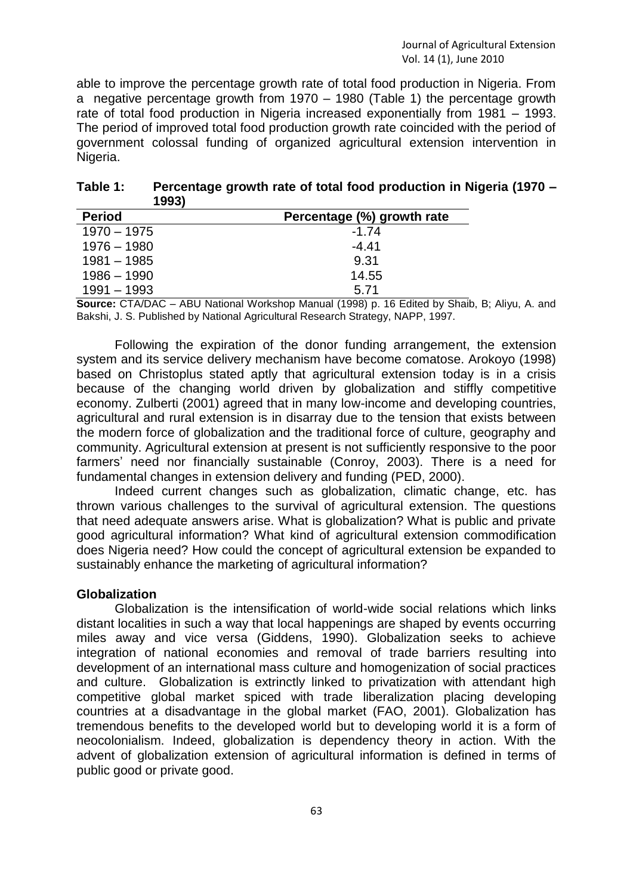able to improve the percentage growth rate of total food production in Nigeria. From a negative percentage growth from 1970 – 1980 (Table 1) the percentage growth rate of total food production in Nigeria increased exponentially from 1981 – 1993. The period of improved total food production growth rate coincided with the period of government colossal funding of organized agricultural extension intervention in Nigeria.

**Table 1: Percentage growth rate of total food production in Nigeria (1970 – 1993)**

| Period | Percentage (%) growth rate |
|---|---|
| 1970 – 1975 | -1.74 |
| 1976 – 1980 | -4.41 |
| 1981 – 1985 | 9.31 |
| 1986 – 1990 | 14.55 |
| 1991 – 1993 | 5.71 |

**Source:** CTA/DAC – ABU National Workshop Manual (1998) p. 16 Edited by Shaib, B; Aliyu, A. and Bakshi, J. S. Published by National Agricultural Research Strategy, NAPP, 1997.

Following the expiration of the donor funding arrangement, the extension system and its service delivery mechanism have become comatose. Arokoyo (1998) based on Christoplus stated aptly that agricultural extension today is in a crisis because of the changing world driven by globalization and stiffly competitive economy. Zulberti (2001) agreed that in many low-income and developing countries, agricultural and rural extension is in disarray due to the tension that exists between the modern force of globalization and the traditional force of culture, geography and community. Agricultural extension at present is not sufficiently responsive to the poor farmers' need nor financially sustainable (Conroy, 2003). There is a need for fundamental changes in extension delivery and funding (PED, 2000).

Indeed current changes such as globalization, climatic change, etc. has thrown various challenges to the survival of agricultural extension. The questions that need adequate answers arise. What is globalization? What is public and private good agricultural information? What kind of agricultural extension commodification does Nigeria need? How could the concept of agricultural extension be expanded to sustainably enhance the marketing of agricultural information?

### Globalization

Globalization is the intensification of world-wide social relations which links distant localities in such a way that local happenings are shaped by events occurring miles away and vice versa (Giddens, 1990). Globalization seeks to achieve integration of national economies and removal of trade barriers resulting into development of an international mass culture and homogenization of social practices and culture. Globalization is extrinctly linked to privatization with attendant high competitive global market spiced with trade liberalization placing developing countries at a disadvantage in the global market (FAO, 2001). Globalization has tremendous benefits to the developed world but to developing world it is a form of neocolonialism. Indeed, globalization is dependency theory in action. With the advent of globalization extension of agricultural information is defined in terms of public good or private good.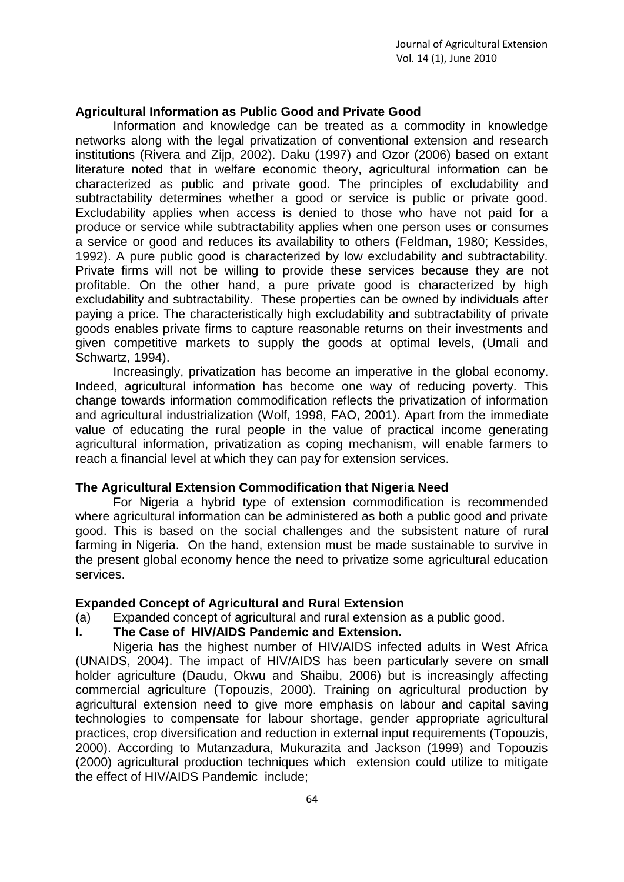## Agricultural Information as Public Good and Private Good

Information and knowledge can be treated as a commodity in knowledge networks along with the legal privatization of conventional extension and research institutions (Rivera and Zijp, 2002). Daku (1997) and Ozor (2006) based on extant literature noted that in welfare economic theory, agricultural information can be characterized as public and private good. The principles of excludability and subtractability determines whether a good or service is public or private good. Excludability applies when access is denied to those who have not paid for a produce or service while subtractability applies when one person uses or consumes a service or good and reduces its availability to others (Feldman, 1980; Kessides, 1992). A pure public good is characterized by low excludability and subtractability. Private firms will not be willing to provide these services because they are not profitable. On the other hand, a pure private good is characterized by high excludability and subtractability. These properties can be owned by individuals after paying a price. The characteristically high excludability and subtractability of private goods enables private firms to capture reasonable returns on their investments and given competitive markets to supply the goods at optimal levels, (Umali and Schwartz, 1994).

Increasingly, privatization has become an imperative in the global economy. Indeed, agricultural information has become one way of reducing poverty. This change towards information commodification reflects the privatization of information and agricultural industrialization (Wolf, 1998, FAO, 2001). Apart from the immediate value of educating the rural people in the value of practical income generating agricultural information, privatization as coping mechanism, will enable farmers to reach a financial level at which they can pay for extension services.

## The Agricultural Extension Commodification that Nigeria Need

For Nigeria a hybrid type of extension commodification is recommended where agricultural information can be administered as both a public good and private good. This is based on the social challenges and the subsistent nature of rural farming in Nigeria. On the hand, extension must be made sustainable to survive in the present global economy hence the need to privatize some agricultural education services.

## Expanded Concept of Agricultural and Rural Extension

(a) Expanded concept of agricultural and rural extension as a public good.

### I. The Case of HIV/AIDS Pandemic and Extension.

Nigeria has the highest number of HIV/AIDS infected adults in West Africa (UNAIDS, 2004). The impact of HIV/AIDS has been particularly severe on small holder agriculture (Daudu, Okwu and Shaibu, 2006) but is increasingly affecting commercial agriculture (Topouzis, 2000). Training on agricultural production by agricultural extension need to give more emphasis on labour and capital saving technologies to compensate for labour shortage, gender appropriate agricultural practices, crop diversification and reduction in external input requirements (Topouzis, 2000). According to Mutanzadura, Mukurazita and Jackson (1999) and Topouzis (2000) agricultural production techniques which extension could utilize to mitigate the effect of HIV/AIDS Pandemic include;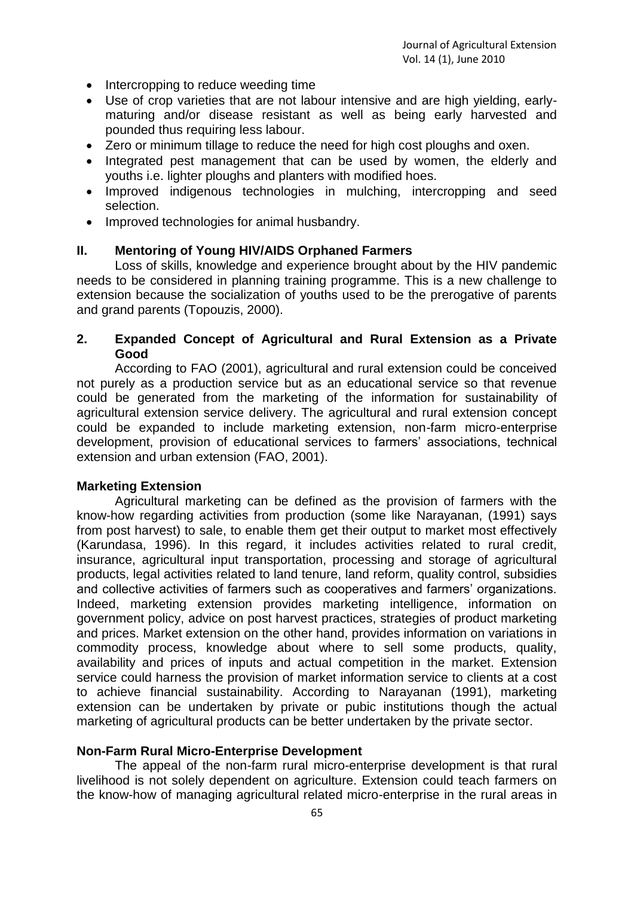- Intercropping to reduce weeding time
- Use of crop varieties that are not labour intensive and are high yielding, early-maturing and/or disease resistant as well as being early harvested and pounded thus requiring less labour.
- Zero or minimum tillage to reduce the need for high cost ploughs and oxen.
- Integrated pest management that can be used by women, the elderly and youths i.e. lighter ploughs and planters with modified hoes.
- Improved indigenous technologies in mulching, intercropping and seed selection.
- Improved technologies for animal husbandry.

### II. Mentoring of Young HIV/AIDS Orphaned Farmers

Loss of skills, knowledge and experience brought about by the HIV pandemic needs to be considered in planning training programme. This is a new challenge to extension because the socialization of youths used to be the prerogative of parents and grand parents (Topouzis, 2000).

## 2. Expanded Concept of Agricultural and Rural Extension as a Private Good

According to FAO (2001), agricultural and rural extension could be conceived not purely as a production service but as an educational service so that revenue could be generated from the marketing of the information for sustainability of agricultural extension service delivery. The agricultural and rural extension concept could be expanded to include marketing extension, non-farm micro-enterprise development, provision of educational services to farmers' associations, technical extension and urban extension (FAO, 2001).

### Marketing Extension

Agricultural marketing can be defined as the provision of farmers with the know-how regarding activities from production (some like Narayanan, (1991) says from post harvest) to sale, to enable them get their output to market most effectively (Karundasa, 1996). In this regard, it includes activities related to rural credit, insurance, agricultural input transportation, processing and storage of agricultural products, legal activities related to land tenure, land reform, quality control, subsidies and collective activities of farmers such as cooperatives and farmers' organizations. Indeed, marketing extension provides marketing intelligence, information on government policy, advice on post harvest practices, strategies of product marketing and prices. Market extension on the other hand, provides information on variations in commodity process, knowledge about where to sell some products, quality, availability and prices of inputs and actual competition in the market. Extension service could harness the provision of market information service to clients at a cost to achieve financial sustainability. According to Narayanan (1991), marketing extension can be undertaken by private or pubic institutions though the actual marketing of agricultural products can be better undertaken by the private sector.

### Non-Farm Rural Micro-Enterprise Development

The appeal of the non-farm rural micro-enterprise development is that rural livelihood is not solely dependent on agriculture. Extension could teach farmers on the know-how of managing agricultural related micro-enterprise in the rural areas in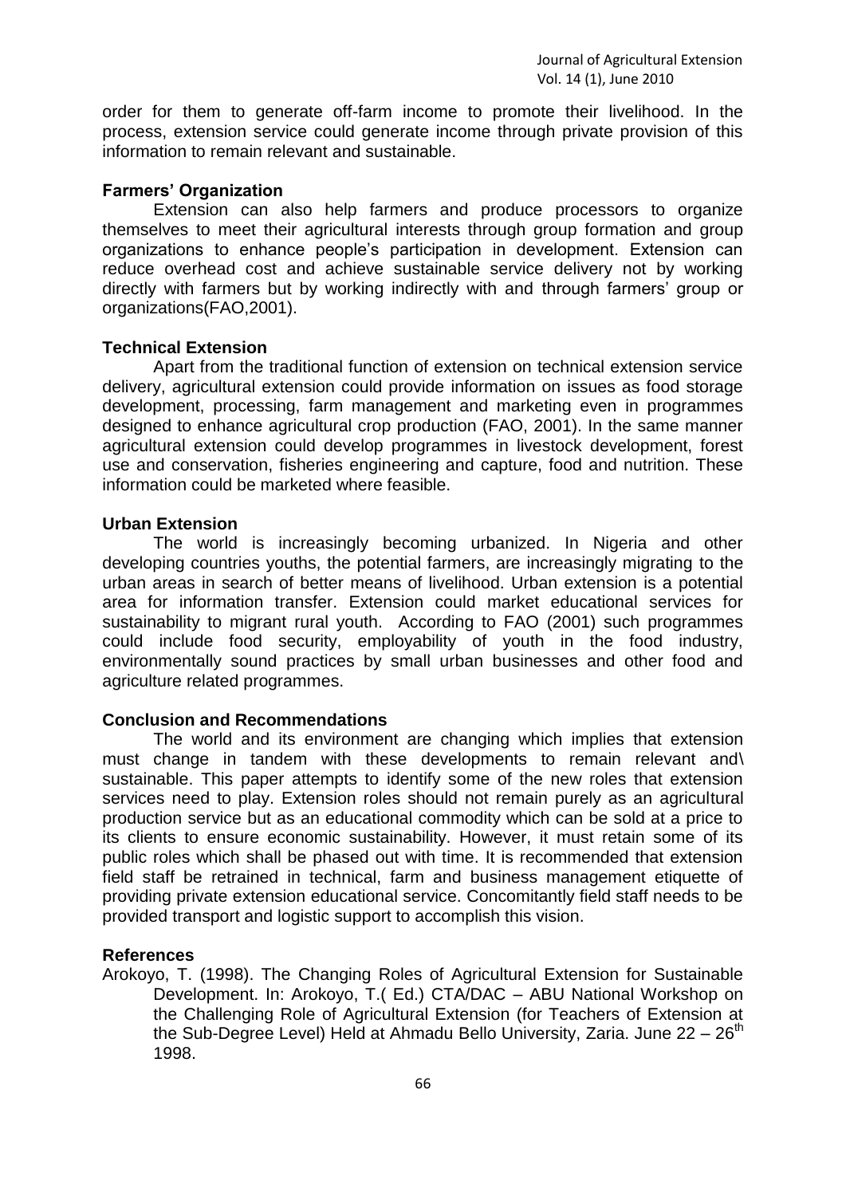order for them to generate off-farm income to promote their livelihood. In the process, extension service could generate income through private provision of this information to remain relevant and sustainable.

### Farmers' Organization

Extension can also help farmers and produce processors to organize themselves to meet their agricultural interests through group formation and group organizations to enhance people's participation in development. Extension can reduce overhead cost and achieve sustainable service delivery not by working directly with farmers but by working indirectly with and through farmers' group or organizations(FAO,2001).

### Technical Extension

Apart from the traditional function of extension on technical extension service delivery, agricultural extension could provide information on issues as food storage development, processing, farm management and marketing even in programmes designed to enhance agricultural crop production (FAO, 2001). In the same manner agricultural extension could develop programmes in livestock development, forest use and conservation, fisheries engineering and capture, food and nutrition. These information could be marketed where feasible.

### Urban Extension

The world is increasingly becoming urbanized. In Nigeria and other developing countries youths, the potential farmers, are increasingly migrating to the urban areas in search of better means of livelihood. Urban extension is a potential area for information transfer. Extension could market educational services for sustainability to migrant rural youth. According to FAO (2001) such programmes could include food security, employability of youth in the food industry, environmentally sound practices by small urban businesses and other food and agriculture related programmes.

### Conclusion and Recommendations

The world and its environment are changing which implies that extension must change in tandem with these developments to remain relevant and\ sustainable. This paper attempts to identify some of the new roles that extension services need to play. Extension roles should not remain purely as an agricultural production service but as an educational commodity which can be sold at a price to its clients to ensure economic sustainability. However, it must retain some of its public roles which shall be phased out with time. It is recommended that extension field staff be retrained in technical, farm and business management etiquette of providing private extension educational service. Concomitantly field staff needs to be provided transport and logistic support to accomplish this vision.

### References

Arokoyo, T. (1998). The Changing Roles of Agricultural Extension for Sustainable Development. In: Arokoyo, T.( Ed.) CTA/DAC – ABU National Workshop on the Challenging Role of Agricultural Extension (for Teachers of Extension at the Sub-Degree Level) Held at Ahmadu Bello University, Zaria. June 22 – 26th 1998.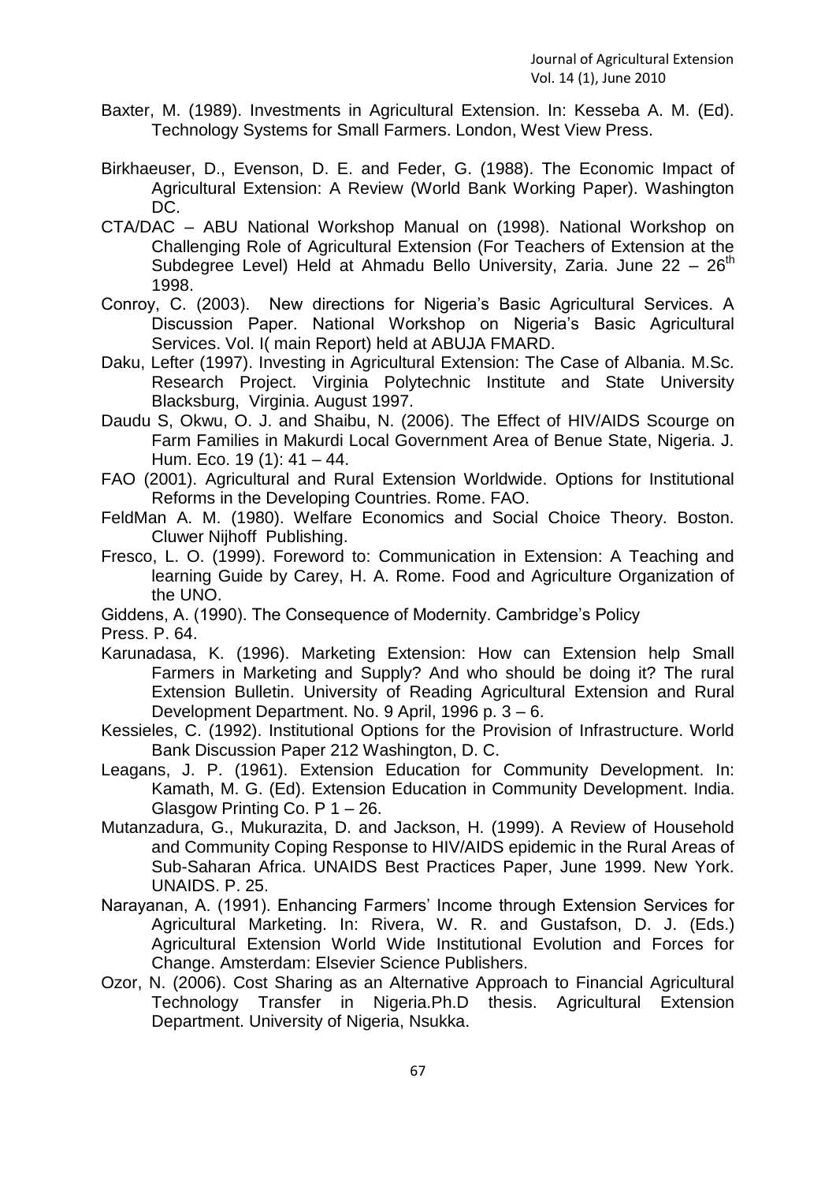Baxter, M. (1989). Investments in Agricultural Extension. In: Kesseba A. M. (Ed). Technology Systems for Small Farmers. London, West View Press.

Birkhaeuser, D., Evenson, D. E. and Feder, G. (1988). The Economic Impact of Agricultural Extension: A Review (World Bank Working Paper). Washington DC.

CTA/DAC – ABU National Workshop Manual on (1998). National Workshop on Challenging Role of Agricultural Extension (For Teachers of Extension at the Subdegree Level) Held at Ahmadu Bello University, Zaria. June 22 – 26th 1998.

Conroy, C. (2003). New directions for Nigeria's Basic Agricultural Services. A Discussion Paper. National Workshop on Nigeria's Basic Agricultural Services. Vol. I( main Report) held at ABUJA FMARD.

Daku, Lefter (1997). Investing in Agricultural Extension: The Case of Albania. M.Sc. Research Project. Virginia Polytechnic Institute and State University Blacksburg, Virginia. August 1997.

Daudu S, Okwu, O. J. and Shaibu, N. (2006). The Effect of HIV/AIDS Scourge on Farm Families in Makurdi Local Government Area of Benue State, Nigeria. J. Hum. Eco. 19 (1): 41 – 44.

FAO (2001). Agricultural and Rural Extension Worldwide. Options for Institutional Reforms in the Developing Countries. Rome. FAO.

FeldMan A. M. (1980). Welfare Economics and Social Choice Theory. Boston. Cluwer Nijhoff Publishing.

Fresco, L. O. (1999). Foreword to: Communication in Extension: A Teaching and learning Guide by Carey, H. A. Rome. Food and Agriculture Organization of the UNO.

Giddens, A. (1990). The Consequence of Modernity. Cambridge's Policy Press. P. 64.

Karunadasa, K. (1996). Marketing Extension: How can Extension help Small Farmers in Marketing and Supply? And who should be doing it? The rural Extension Bulletin. University of Reading Agricultural Extension and Rural Development Department. No. 9 April, 1996 p. 3 – 6.

Kessieles, C. (1992). Institutional Options for the Provision of Infrastructure. World Bank Discussion Paper 212 Washington, D. C.

Leagans, J. P. (1961). Extension Education for Community Development. In: Kamath, M. G. (Ed). Extension Education in Community Development. India. Glasgow Printing Co. P 1 – 26.

Mutanzadura, G., Mukurazita, D. and Jackson, H. (1999). A Review of Household and Community Coping Response to HIV/AIDS epidemic in the Rural Areas of Sub-Saharan Africa. UNAIDS Best Practices Paper, June 1999. New York. UNAIDS. P. 25.

Narayanan, A. (1991). Enhancing Farmers' Income through Extension Services for Agricultural Marketing. In: Rivera, W. R. and Gustafson, D. J. (Eds.) Agricultural Extension World Wide Institutional Evolution and Forces for Change. Amsterdam: Elsevier Science Publishers.

Ozor, N. (2006). Cost Sharing as an Alternative Approach to Financial Agricultural Technology Transfer in Nigeria.Ph.D thesis. Agricultural Extension Department. University of Nigeria, Nsukka.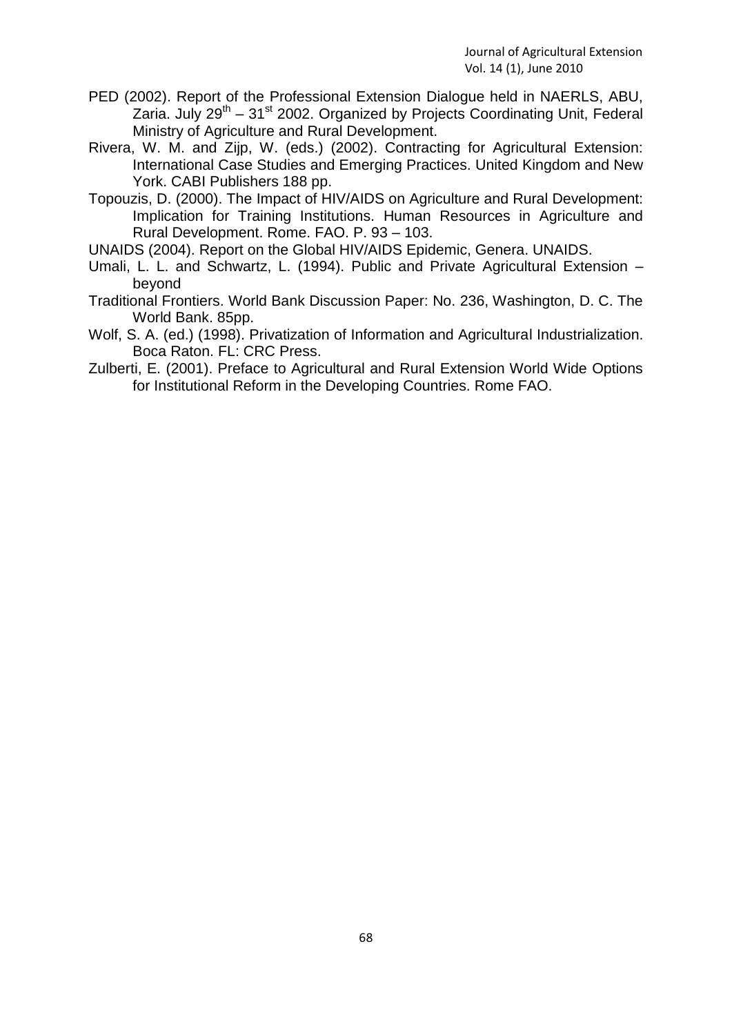PED (2002). Report of the Professional Extension Dialogue held in NAERLS, ABU, Zaria. July 29th – 31st 2002. Organized by Projects Coordinating Unit, Federal Ministry of Agriculture and Rural Development.

Rivera, W. M. and Zijp, W. (eds.) (2002). Contracting for Agricultural Extension: International Case Studies and Emerging Practices. United Kingdom and New York. CABI Publishers 188 pp.

Topouzis, D. (2000). The Impact of HIV/AIDS on Agriculture and Rural Development: Implication for Training Institutions. Human Resources in Agriculture and Rural Development. Rome. FAO. P. 93 – 103.

UNAIDS (2004). Report on the Global HIV/AIDS Epidemic, Genera. UNAIDS.

Umali, L. L. and Schwartz, L. (1994). Public and Private Agricultural Extension – beyond

Traditional Frontiers. World Bank Discussion Paper: No. 236, Washington, D. C. The World Bank. 85pp.

Wolf, S. A. (ed.) (1998). Privatization of Information and Agricultural Industrialization. Boca Raton. FL: CRC Press.

Zulberti, E. (2001). Preface to Agricultural and Rural Extension World Wide Options for Institutional Reform in the Developing Countries. Rome FAO.